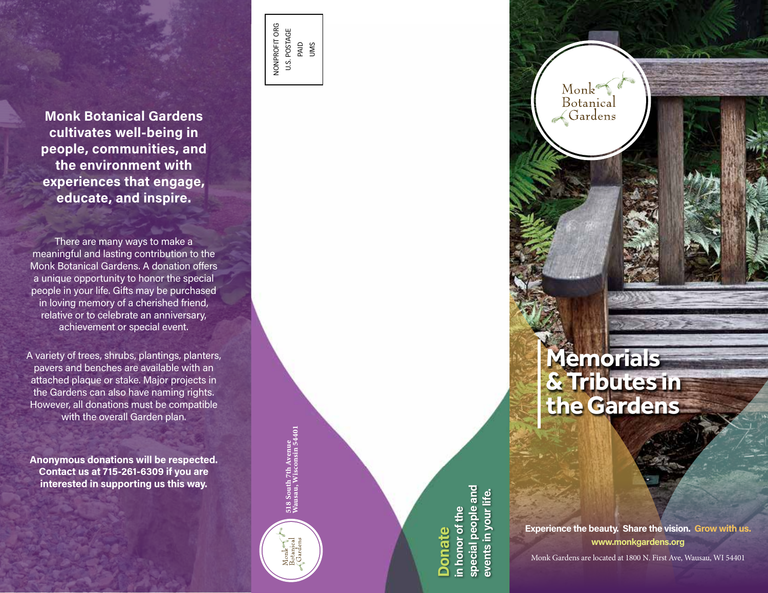**Monk Botanical Gardens cultivates well-being in people, communities, and the environment with experiences that engage, educate, and inspire.**

There are many ways to make a meaningful and lasting contribution to the Monk Botanical Gardens. A donation offers a unique opportunity to honor the special people in your life. Gifts may be purchased in loving memory of a cherished friend, relative or to celebrate an anniversary, achievement or special event.

A variety of trees, shrubs, plantings, planters, pavers and benches are available with an attached plaque or stake. Major projects in the Gardens can also have naming rights. However, all donations must be compatible with the overall Garden plan.

**Anonymous donations will be respected. Contact us at 715-261-6309 if you are interested in supporting us this way.**

NONPROFIT ORG
U.S. POSTAGE
PAID
UMS

Monk Botanical Gardens

**518 South 7th Avenue**
**Wausau, Wisconsin 54401**

**Donate in honor of the special people and events in your life.**

Monk Botanical Gardens

# Memorials & Tributes in the Gardens

**Experience the beauty. Share the vision. Grow with us.**
**www.monkgardens.org**

Monk Gardens are located at 1800 N. First Ave, Wausau, WI 54401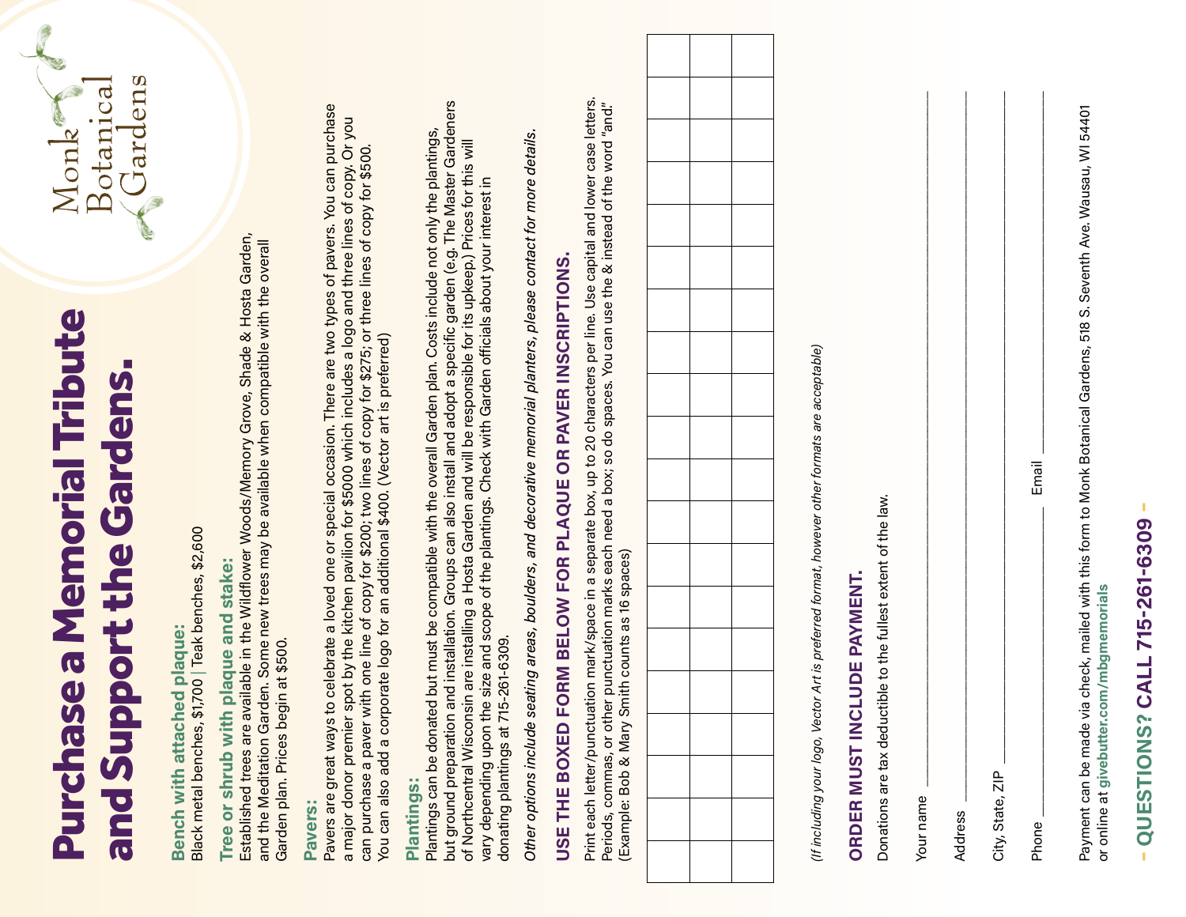Monk Botanical Gardens

# Purchase a Memorial Tribute and Support the Gardens.

### Bench with attached plaque:

Black metal benches, $1700 | Teak benches, $2,600

### Tree or shrub with plaque and stake:

Established trees are available in the Wildflower Woods/Memory Grove, Shade & Hosta Garden, and the Meditation Garden. Some new trees may be available when compatible with the overall Garden plan. Prices begin at $500.

### Pavers:

Pavers are great ways to celebrate a loved one or special occasion. There are two types of pavers. You can purchase a major donor premier spot by the kitchen pavilion for $5000 which includes a logo and three lines of copy. Or you can purchase a paver with one line of copy for $200; two lines of copy for $275; or three lines of copy for $500. You can also add a corporate logo for an additional $400. (Vector art is preferred)

### Plantings:

Plantings can be donated but must be compatible with the overall Garden plan. Costs include not only the plantings, but ground preparation and installation. Groups can also install and adopt a specific garden (e.g. The Master Gardeners of Northcentral Wisconsin are installing a Hosta Garden and will be responsible for its upkeep.) Prices for this will vary depending upon the size and scope of the plantings. Check with Garden officials about your interest in donating plantings at 715-261-6309.

*Other options include seating areas, boulders, and decorative memorial planters, please contact for more details.*

## USE THE BOXED FORM BELOW FOR PLAQUE OR PAVER INSCRIPTIONS.

Print each letter/punctuation mark/space in a separate box, up to 20 characters per line. Use capital and lower case letters. Periods, commas, or other punctuation marks each need a box; so do spaces. You can use the & instead of the word "and." (Example: Bob & Mary Smith counts as 16 spaces)

| | | | | | | | | | | | | | | | | | | | |
|---|---|---|---|---|---|---|---|---|---|---|---|---|---|---|---|---|---|---|---|
| | | | | | | | | | | | | | | | | | | | |
| | | | | | | | | | | | | | | | | | | | |

*(If including your logo, Vector Art is preferred format, however other formats are acceptable)*

## ORDER MUST INCLUDE PAYMENT.

Donations are tax deductible to the fullest extent of the law.

Your name ______________________________

Address ______________________________

City, State, ZIP ______________________________

Phone ______________________________ Email ______________________________

Payment can be made via check, mailed with this form to Monk Botanical Gardens, 518 S. Seventh Ave. Wausau, WI 54401 or online at **givebutter.com/mbgmemorials**

**– QUESTIONS? CALL 715-261-6309 –**